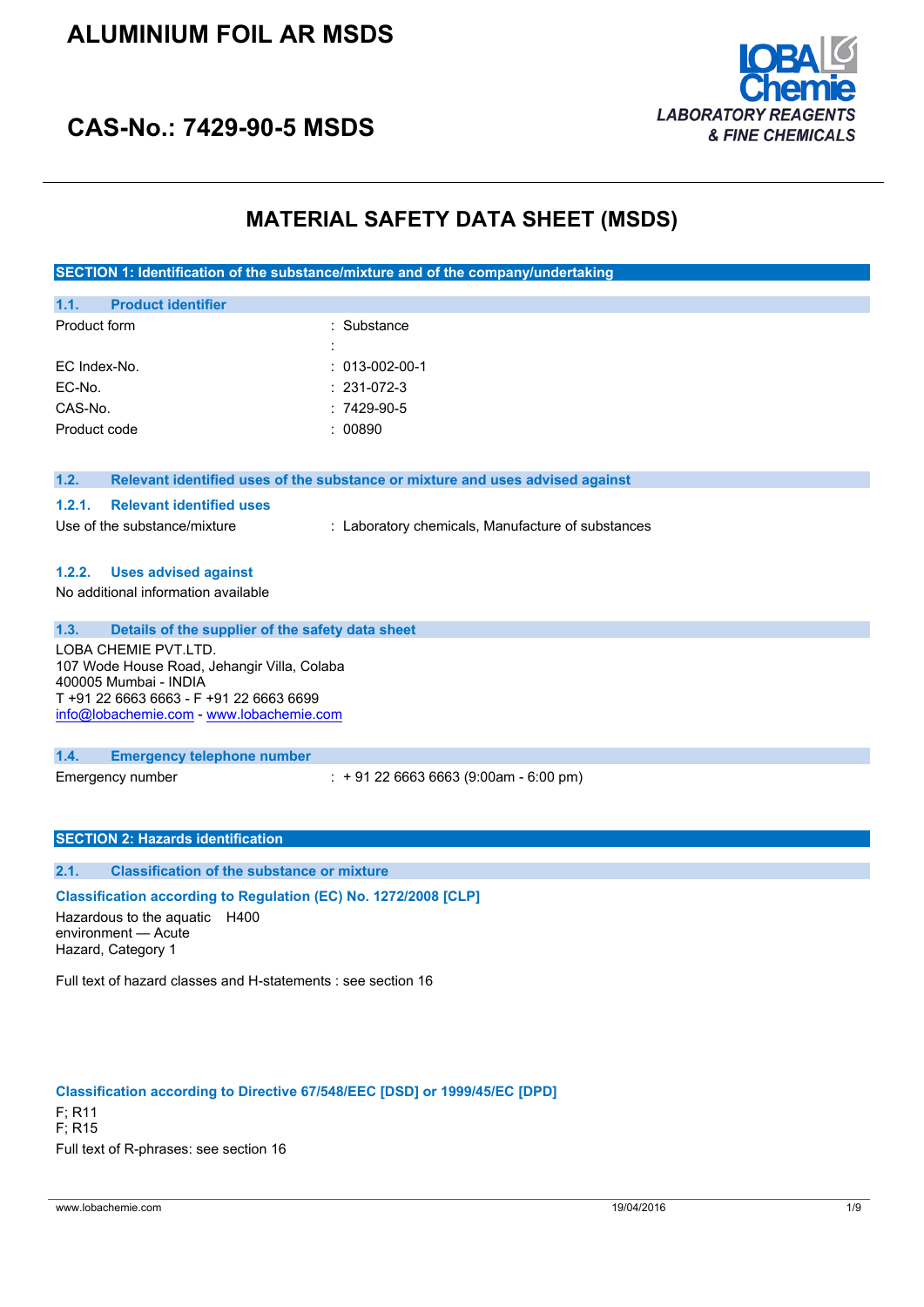# ALUMINIUM FOIL AR MSDS

# CAS-No.: 7429-90-5 MSDS

LOBA Chemie
LABORATORY REAGENTS & FINE CHEMICALS

## MATERIAL SAFETY DATA SHEET (MSDS)

### SECTION 1: Identification of the substance/mixture and of the company/undertaking

#### 1.1. Product identifier

| | |
|---|---|
| Product form | : Substance |
| | : |
| EC Index-No. | : 013-002-00-1 |
| EC-No. | : 231-072-3 |
| CAS-No. | : 7429-90-5 |
| Product code | : 00890 |

#### 1.2. Relevant identified uses of the substance or mixture and uses advised against

##### 1.2.1. Relevant identified uses

Use of the substance/mixture : Laboratory chemicals, Manufacture of substances

##### 1.2.2. Uses advised against

No additional information available

#### 1.3. Details of the supplier of the safety data sheet

LOBA CHEMIE PVT.LTD.
107 Wode House Road, Jehangir Villa, Colaba
400005 Mumbai - INDIA
T +91 22 6663 6663 - F +91 22 6663 6699
info@lobachemie.com - www.lobachemie.com

#### 1.4. Emergency telephone number

Emergency number : + 91 22 6663 6663 (9:00am - 6:00 pm)

### SECTION 2: Hazards identification

#### 2.1. Classification of the substance or mixture

**Classification according to Regulation (EC) No. 1272/2008 [CLP]**

Hazardous to the aquatic environment — Acute Hazard, Category 1 H400

Full text of hazard classes and H-statements : see section 16

**Classification according to Directive 67/548/EEC [DSD] or 1999/45/EC [DPD]**

F; R11
F; R15

Full text of R-phrases: see section 16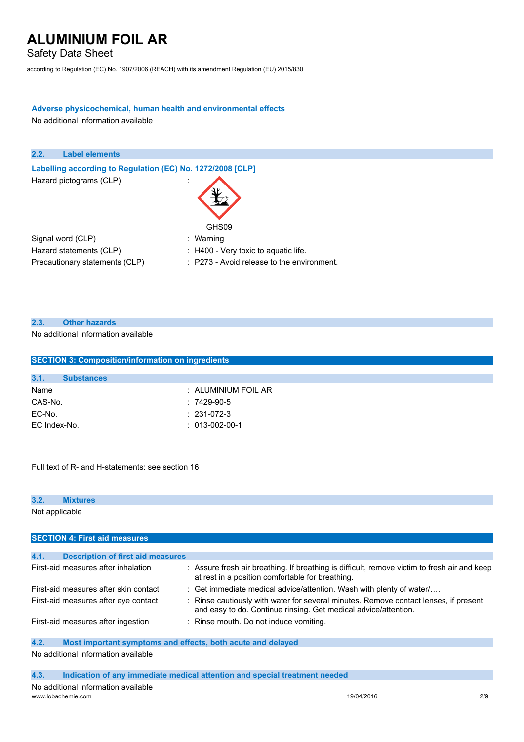#### Adverse physicochemical, human health and environmental effects

No additional information available

### 2.2. Label elements

#### Labelling according to Regulation (EC) No. 1272/2008 [CLP]

| | |
|---|---|
| Hazard pictograms (CLP) | : GHS09 |
| Signal word (CLP) | : Warning |
| Hazard statements (CLP) | : H400 - Very toxic to aquatic life. |
| Precautionary statements (CLP) | : P273 - Avoid release to the environment. |

### 2.3. Other hazards

No additional information available

## SECTION 3: Composition/information on ingredients

### 3.1. Substances

| | |
|---|---|
| Name | : ALUMINIUM FOIL AR |
| CAS-No. | : 7429-90-5 |
| EC-No. | : 231-072-3 |
| EC Index-No. | : 013-002-00-1 |

Full text of R- and H-statements: see section 16

### 3.2. Mixtures

Not applicable

## SECTION 4: First aid measures

### 4.1. Description of first aid measures

| | |
|---|---|
| First-aid measures after inhalation | : Assure fresh air breathing. If breathing is difficult, remove victim to fresh air and keep at rest in a position comfortable for breathing. |
| First-aid measures after skin contact | : Get immediate medical advice/attention. Wash with plenty of water/…. |
| First-aid measures after eye contact | : Rinse cautiously with water for several minutes. Remove contact lenses, if present and easy to do. Continue rinsing. Get medical advice/attention. |
| First-aid measures after ingestion | : Rinse mouth. Do not induce vomiting. |

### 4.2. Most important symptoms and effects, both acute and delayed

No additional information available

### 4.3. Indication of any immediate medical attention and special treatment needed

No additional information available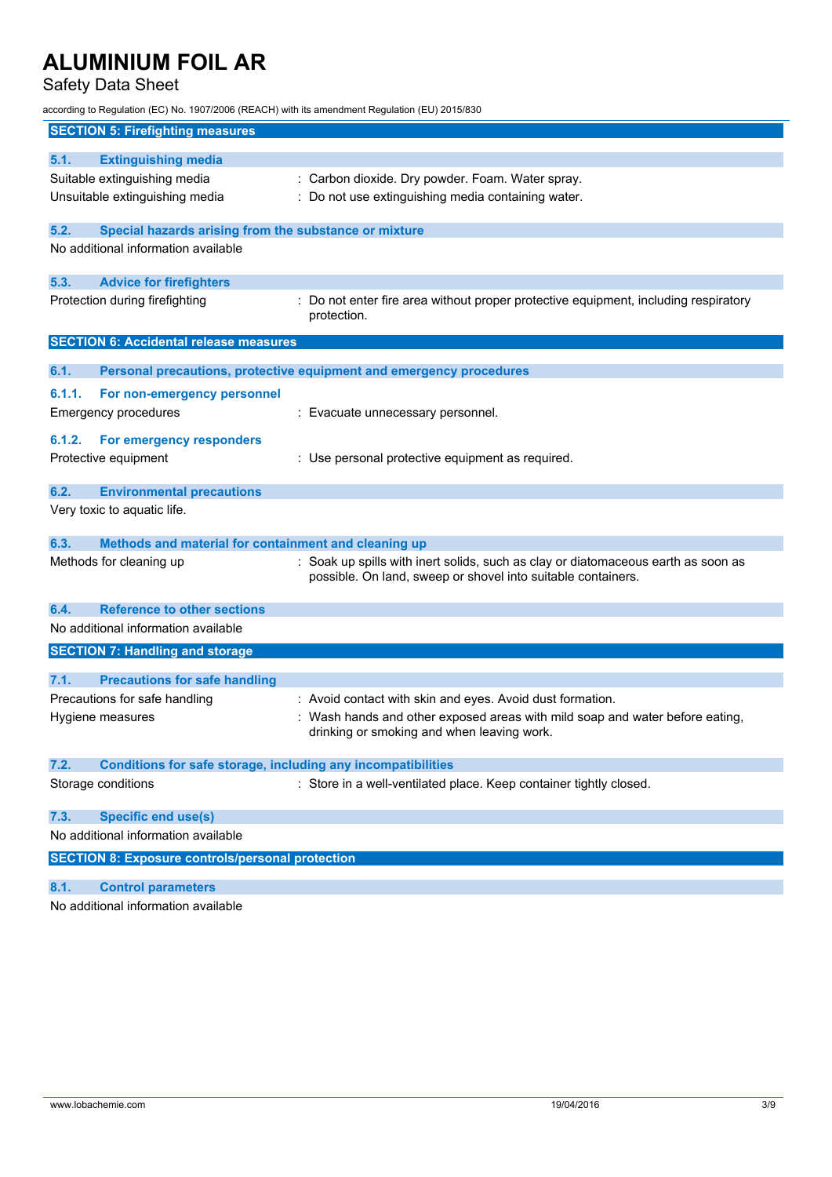## SECTION 5: Firefighting measures

### 5.1. Extinguishing media

Suitable extinguishing media : Carbon dioxide. Dry powder. Foam. Water spray.

Unsuitable extinguishing media : Do not use extinguishing media containing water.

### 5.2. Special hazards arising from the substance or mixture

No additional information available

### 5.3. Advice for firefighters

Protection during firefighting : Do not enter fire area without proper protective equipment, including respiratory protection.

## SECTION 6: Accidental release measures

### 6.1. Personal precautions, protective equipment and emergency procedures

#### 6.1.1. For non-emergency personnel

Emergency procedures : Evacuate unnecessary personnel.

#### 6.1.2. For emergency responders

Protective equipment : Use personal protective equipment as required.

### 6.2. Environmental precautions

Very toxic to aquatic life.

### 6.3. Methods and material for containment and cleaning up

Methods for cleaning up : Soak up spills with inert solids, such as clay or diatomaceous earth as soon as possible. On land, sweep or shovel into suitable containers.

### 6.4. Reference to other sections

No additional information available

## SECTION 7: Handling and storage

### 7.1. Precautions for safe handling

Precautions for safe handling : Avoid contact with skin and eyes. Avoid dust formation.

Hygiene measures : Wash hands and other exposed areas with mild soap and water before eating, drinking or smoking and when leaving work.

### 7.2. Conditions for safe storage, including any incompatibilities

Storage conditions : Store in a well-ventilated place. Keep container tightly closed.

### 7.3. Specific end use(s)

No additional information available

## SECTION 8: Exposure controls/personal protection

### 8.1. Control parameters

No additional information available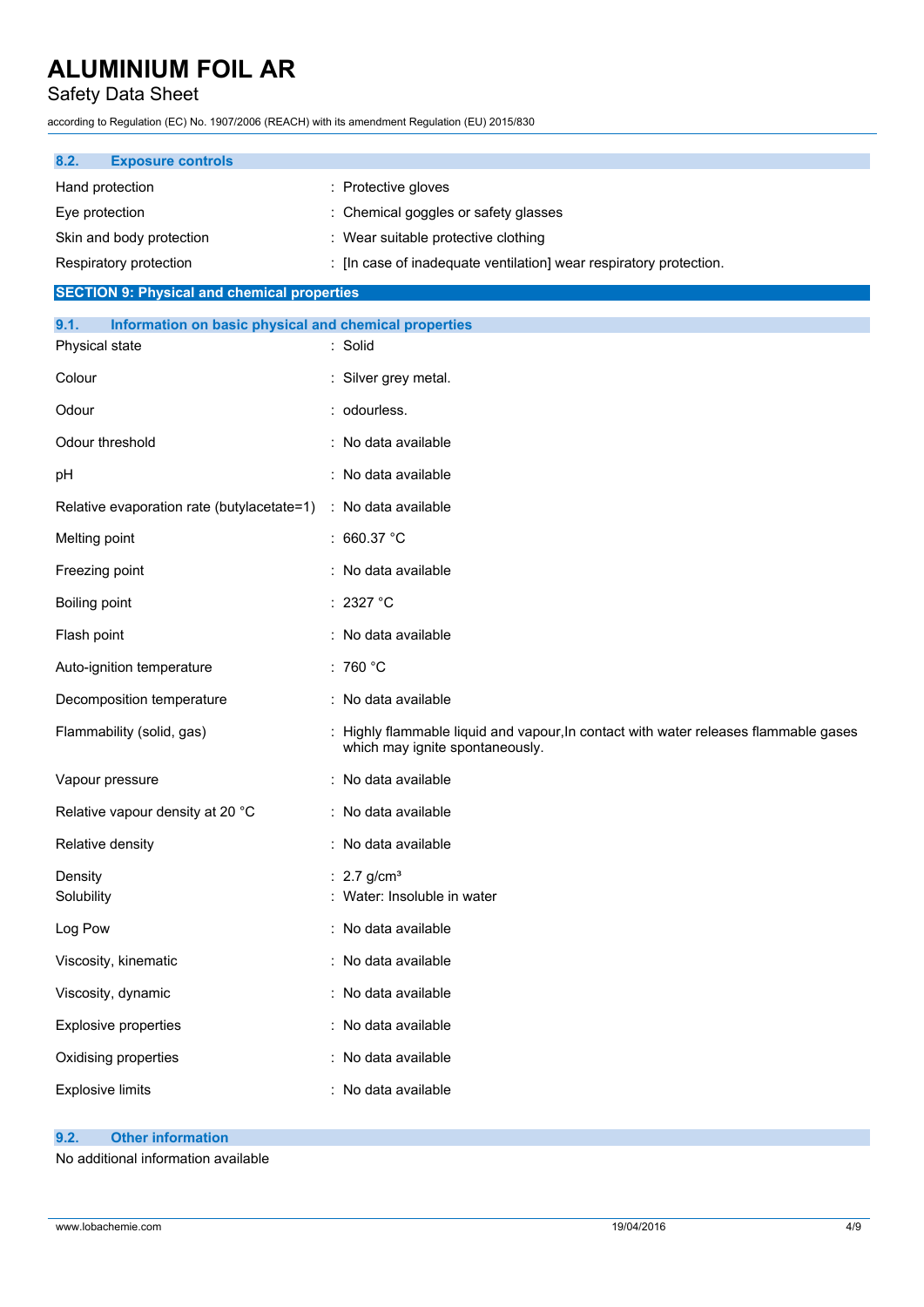### 8.2. Exposure controls

| | |
|---|---|
| Hand protection | : Protective gloves |
| Eye protection | : Chemical goggles or safety glasses |
| Skin and body protection | : Wear suitable protective clothing |
| Respiratory protection | : [In case of inadequate ventilation] wear respiratory protection. |

## SECTION 9: Physical and chemical properties

### 9.1. Information on basic physical and chemical properties

| | |
|---|---|
| Physical state | : Solid |
| Colour | : Silver grey metal. |
| Odour | : odourless. |
| Odour threshold | : No data available |
| pH | : No data available |
| Relative evaporation rate (butylacetate=1) | : No data available |
| Melting point | : 660.37 °C |
| Freezing point | : No data available |
| Boiling point | : 2327 °C |
| Flash point | : No data available |
| Auto-ignition temperature | : 760 °C |
| Decomposition temperature | : No data available |
| Flammability (solid, gas) | : Highly flammable liquid and vapour,In contact with water releases flammable gases which may ignite spontaneously. |
| Vapour pressure | : No data available |
| Relative vapour density at 20 °C | : No data available |
| Relative density | : No data available |
| Density | : 2.7 g/cm³ |
| Solubility | : Water: Insoluble in water |
| Log Pow | : No data available |
| Viscosity, kinematic | : No data available |
| Viscosity, dynamic | : No data available |
| Explosive properties | : No data available |
| Oxidising properties | : No data available |
| Explosive limits | : No data available |

### 9.2. Other information

No additional information available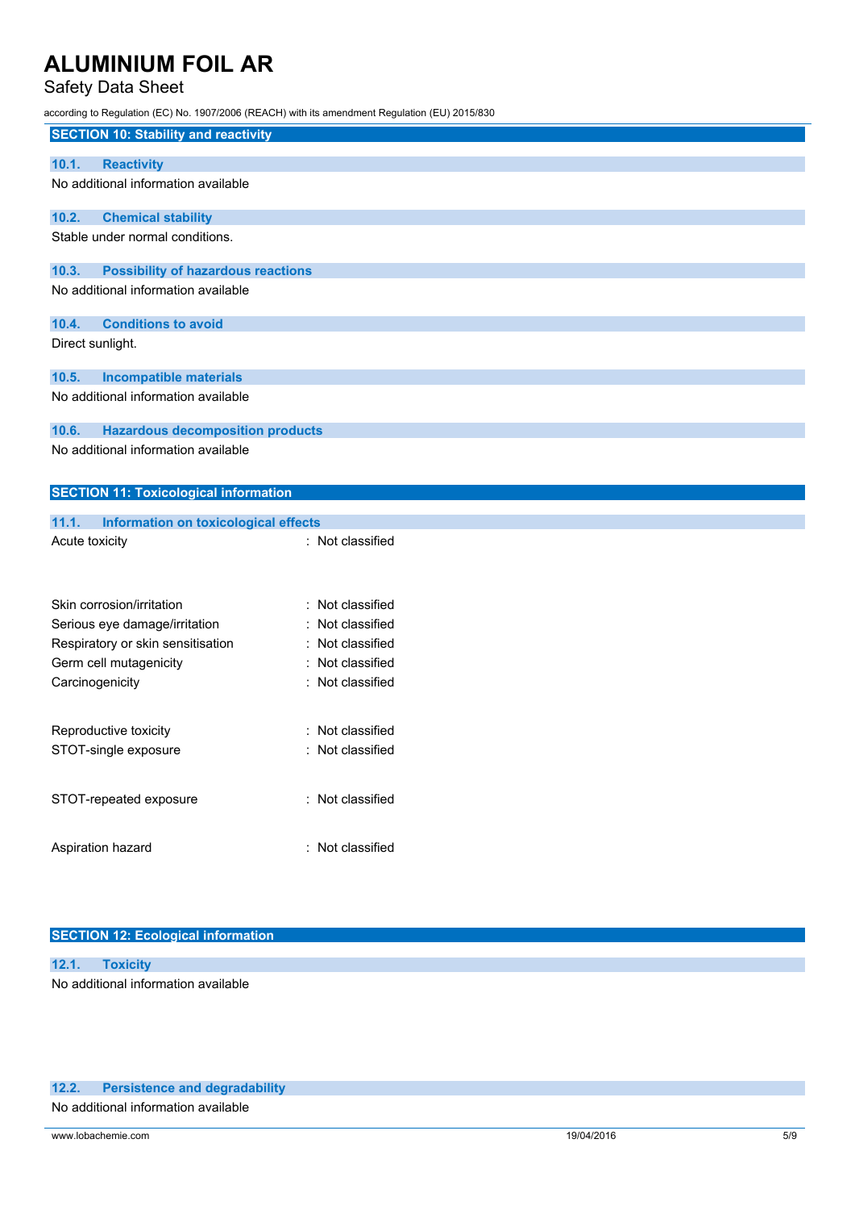## SECTION 10: Stability and reactivity

### 10.1. Reactivity

No additional information available

### 10.2. Chemical stability

Stable under normal conditions.

### 10.3. Possibility of hazardous reactions

No additional information available

### 10.4. Conditions to avoid

Direct sunlight.

### 10.5. Incompatible materials

No additional information available

### 10.6. Hazardous decomposition products

No additional information available

## SECTION 11: Toxicological information

### 11.1. Information on toxicological effects

Acute toxicity : Not classified

Skin corrosion/irritation : Not classified

Serious eye damage/irritation : Not classified

Respiratory or skin sensitisation : Not classified

Germ cell mutagenicity : Not classified

Carcinogenicity : Not classified

Reproductive toxicity : Not classified

STOT-single exposure : Not classified

STOT-repeated exposure : Not classified

Aspiration hazard : Not classified

## SECTION 12: Ecological information

### 12.1. Toxicity

No additional information available

### 12.2. Persistence and degradability

No additional information available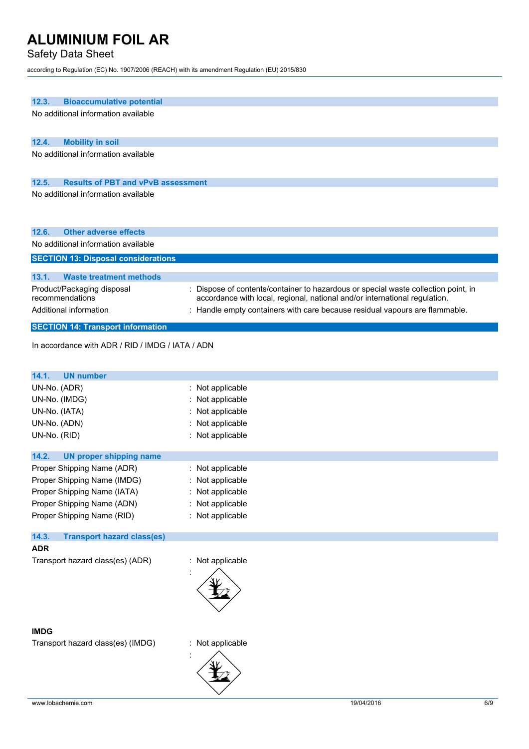### 12.3. Bioaccumulative potential

No additional information available

### 12.4. Mobility in soil

No additional information available

### 12.5. Results of PBT and vPvB assessment

No additional information available

### 12.6. Other adverse effects

No additional information available

## SECTION 13: Disposal considerations

### 13.1. Waste treatment methods

| | |
|---|---|
| Product/Packaging disposal recommendations | : Dispose of contents/container to hazardous or special waste collection point, in accordance with local, regional, national and/or international regulation. |
| Additional information | : Handle empty containers with care because residual vapours are flammable. |

## SECTION 14: Transport information

In accordance with ADR / RID / IMDG / IATA / ADN

### 14.1. UN number

| | |
|---|---|
| UN-No. (ADR) | : Not applicable |
| UN-No. (IMDG) | : Not applicable |
| UN-No. (IATA) | : Not applicable |
| UN-No. (ADN) | : Not applicable |
| UN-No. (RID) | : Not applicable |

### 14.2. UN proper shipping name

| | |
|---|---|
| Proper Shipping Name (ADR) | : Not applicable |
| Proper Shipping Name (IMDG) | : Not applicable |
| Proper Shipping Name (IATA) | : Not applicable |
| Proper Shipping Name (ADN) | : Not applicable |
| Proper Shipping Name (RID) | : Not applicable |

### 14.3. Transport hazard class(es)

**ADR**

Transport hazard class(es) (ADR) : Not applicable

:

**IMDG**

Transport hazard class(es) (IMDG) : Not applicable

: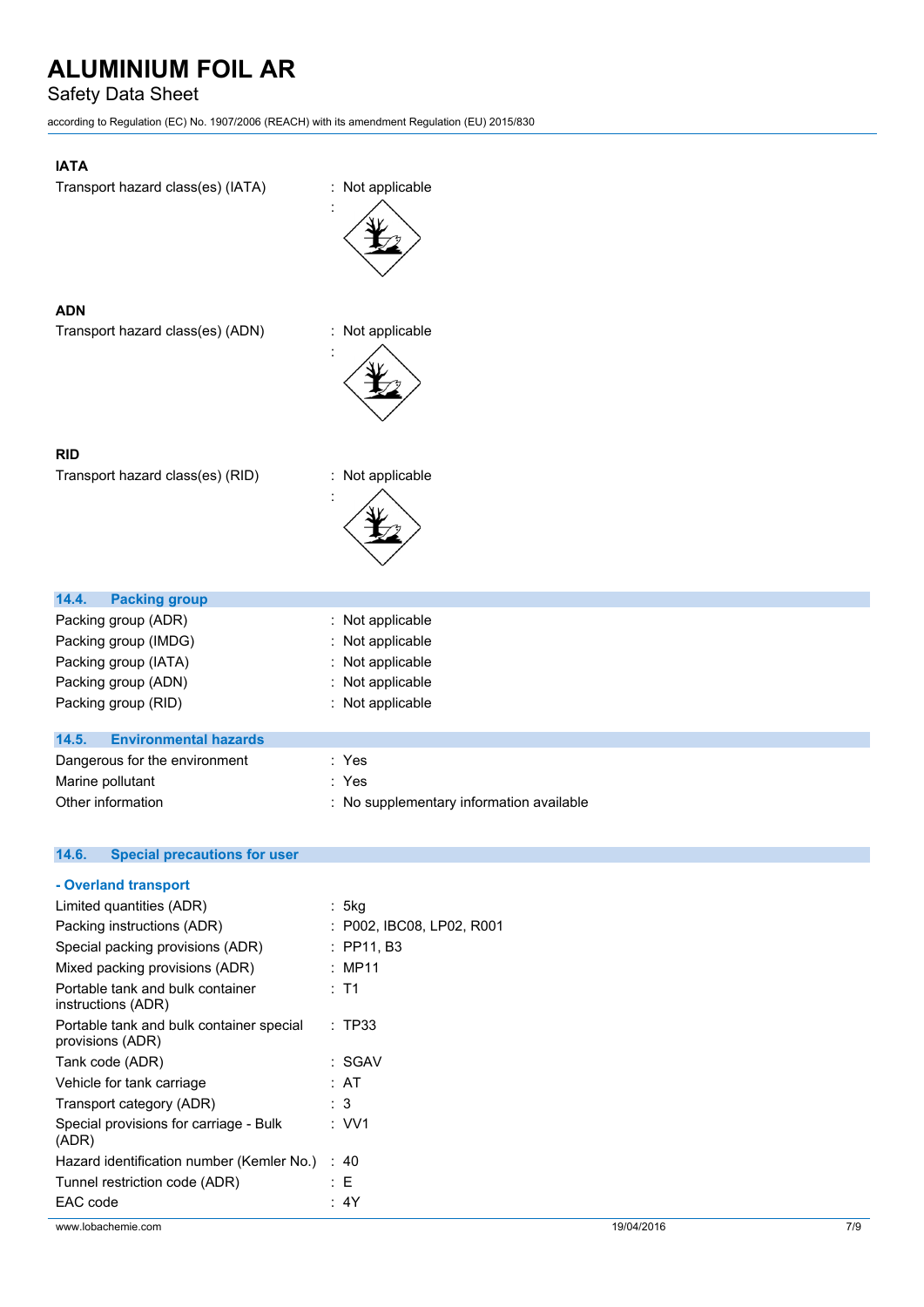**IATA**

Transport hazard class(es) (IATA) : Not applicable

:

**ADN**

Transport hazard class(es) (ADN) : Not applicable

:

**RID**

Transport hazard class(es) (RID) : Not applicable

:

## 14.4. Packing group

| | |
|---|---|
| Packing group (ADR) | : Not applicable |
| Packing group (IMDG) | : Not applicable |
| Packing group (IATA) | : Not applicable |
| Packing group (ADN) | : Not applicable |
| Packing group (RID) | : Not applicable |

## 14.5. Environmental hazards

| | |
|---|---|
| Dangerous for the environment | : Yes |
| Marine pollutant | : Yes |
| Other information | : No supplementary information available |

## 14.6. Special precautions for user

### - Overland transport

| | |
|---|---|
| Limited quantities (ADR) | : 5kg |
| Packing instructions (ADR) | : P002, IBC08, LP02, R001 |
| Special packing provisions (ADR) | : PP11, B3 |
| Mixed packing provisions (ADR) | : MP11 |
| Portable tank and bulk container instructions (ADR) | : T1 |
| Portable tank and bulk container special provisions (ADR) | : TP33 |
| Tank code (ADR) | : SGAV |
| Vehicle for tank carriage | : AT |
| Transport category (ADR) | : 3 |
| Special provisions for carriage - Bulk (ADR) | : VV1 |
| Hazard identification number (Kemler No.) | : 40 |
| Tunnel restriction code (ADR) | : E |
| EAC code | : 4Y |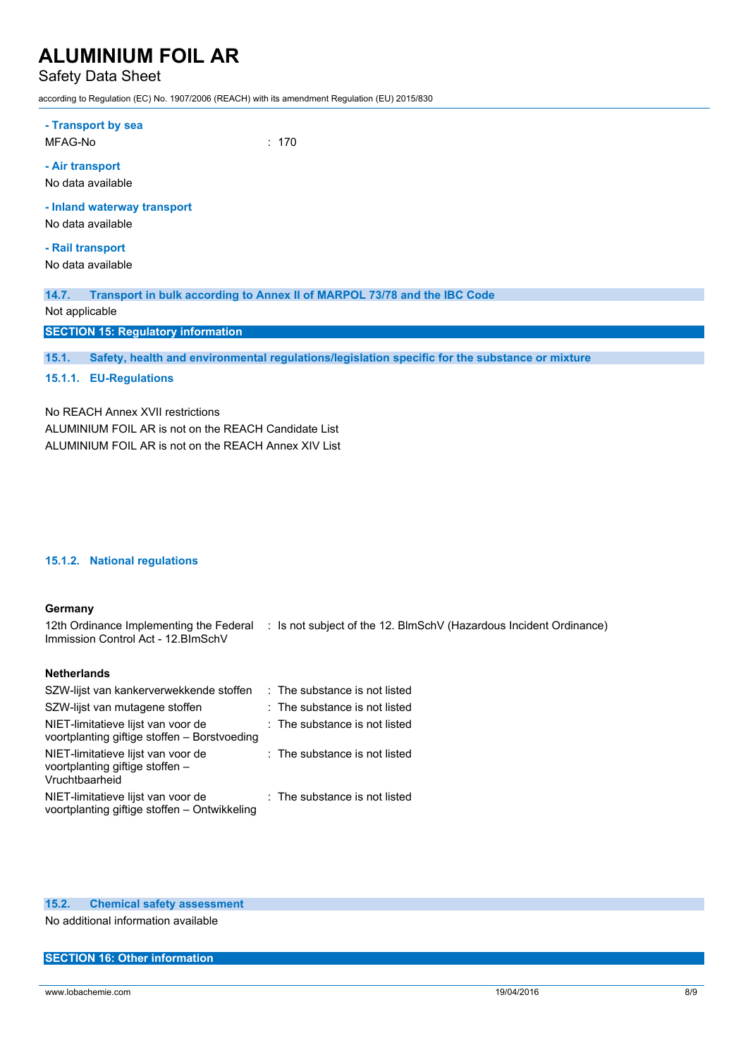**- Transport by sea**

MFAG-No : 170

**- Air transport**

No data available

**- Inland waterway transport**

No data available

**- Rail transport**

No data available

### 14.7. Transport in bulk according to Annex II of MARPOL 73/78 and the IBC Code

Not applicable

## SECTION 15: Regulatory information

### 15.1. Safety, health and environmental regulations/legislation specific for the substance or mixture

#### 15.1.1. EU-Regulations

No REACH Annex XVII restrictions
ALUMINIUM FOIL AR is not on the REACH Candidate List
ALUMINIUM FOIL AR is not on the REACH Annex XIV List

#### 15.1.2. National regulations

**Germany**

| | |
|---|---|
| 12th Ordinance Implementing the Federal Immission Control Act - 12.BImSchV | : Is not subject of the 12. BlmSchV (Hazardous Incident Ordinance) |

**Netherlands**

| | |
|---|---|
| SZW-lijst van kankerverwekkende stoffen | : The substance is not listed |
| SZW-lijst van mutagene stoffen | : The substance is not listed |
| NIET-limitatieve lijst van voor de voortplanting giftige stoffen – Borstvoeding | : The substance is not listed |
| NIET-limitatieve lijst van voor de voortplanting giftige stoffen – Vruchtbaarheid | : The substance is not listed |
| NIET-limitatieve lijst van voor de voortplanting giftige stoffen – Ontwikkeling | : The substance is not listed |

### 15.2. Chemical safety assessment

No additional information available

## SECTION 16: Other information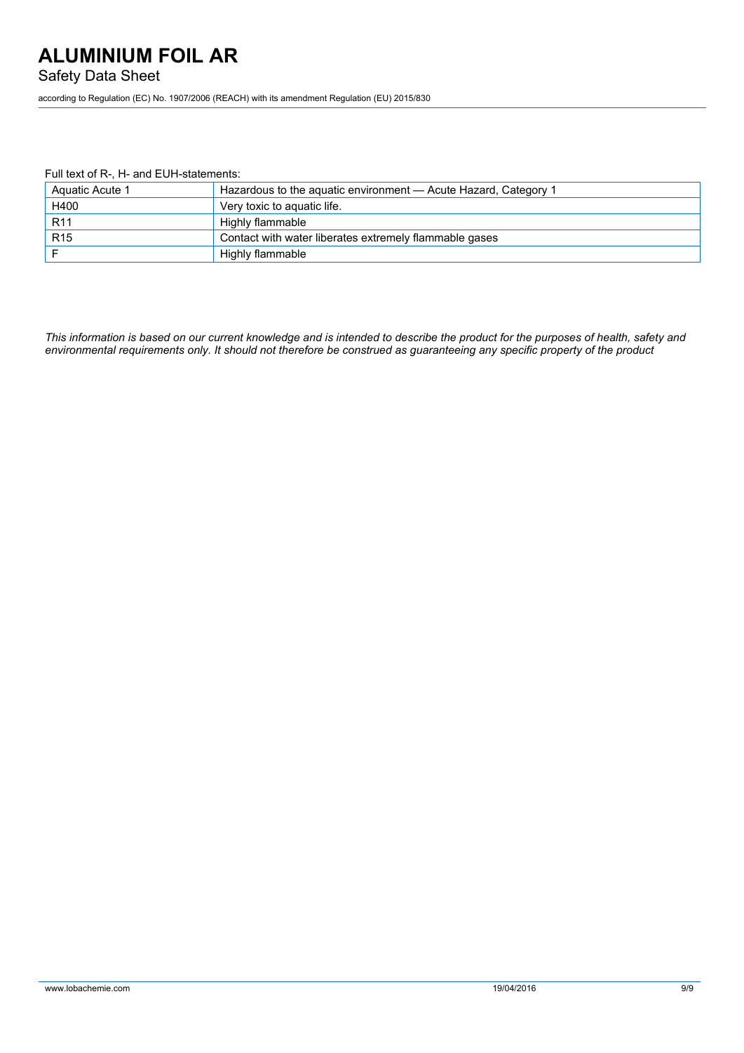Full text of R-, H- and EUH-statements:

| | |
|---|---|
| Aquatic Acute 1 | Hazardous to the aquatic environment — Acute Hazard, Category 1 |
| H400 | Very toxic to aquatic life. |
| R11 | Highly flammable |
| R15 | Contact with water liberates extremely flammable gases |
| F | Highly flammable |

*This information is based on our current knowledge and is intended to describe the product for the purposes of health, safety and environmental requirements only. It should not therefore be construed as guaranteeing any specific property of the product*